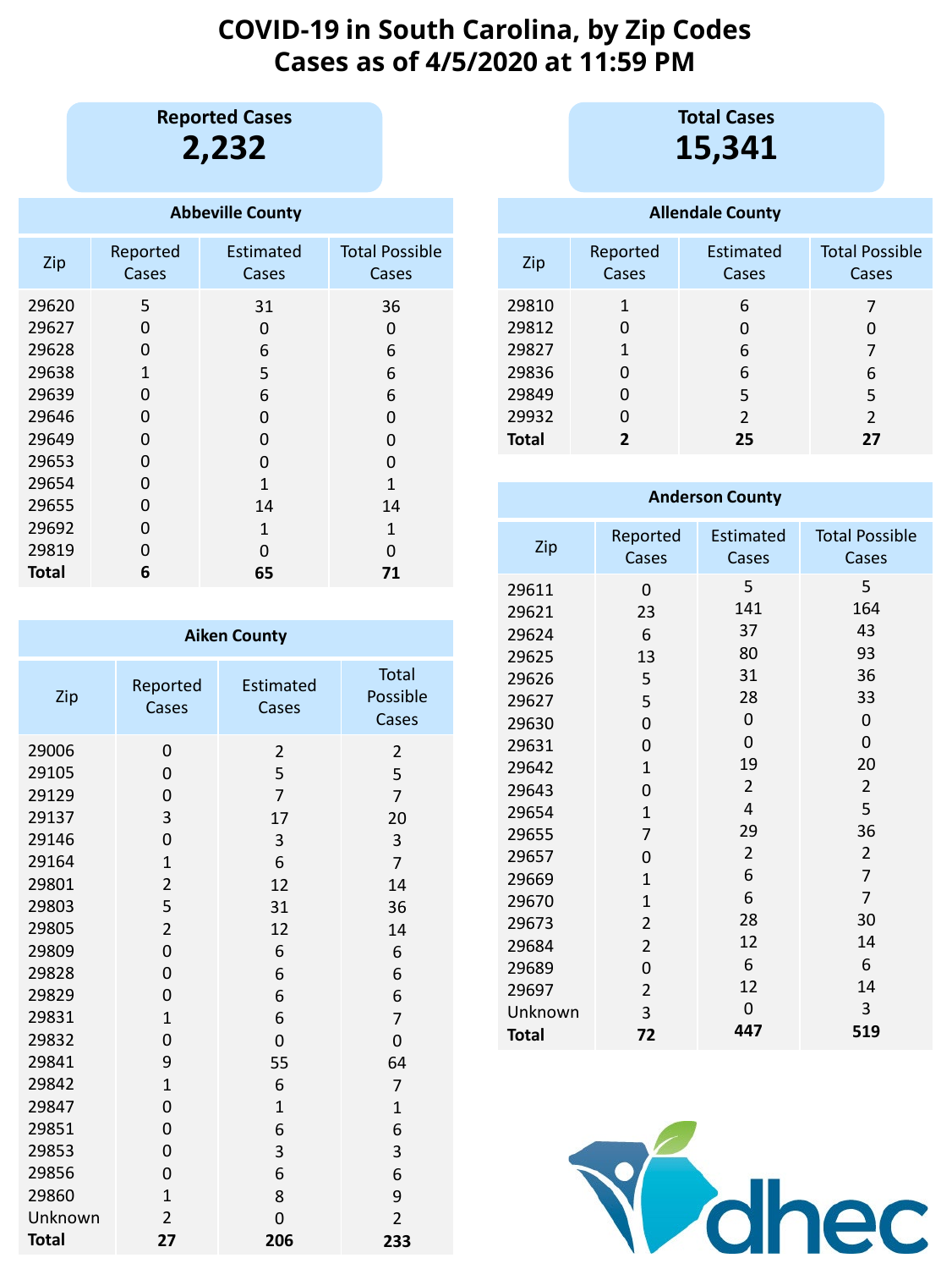# COVID-19 in South Carolina, by Zip Codes
# Cases as of 4/5/2020 at 11:59 PM

**Reported Cases**
**2,232**

**Total Cases**
**15,341**

### Abbeville County

| Zip | Reported Cases | Estimated Cases | Total Possible Cases |
|---|---|---|---|
| 29620 | 5 | 31 | 36 |
| 29627 | 0 | 0 | 0 |
| 29628 | 0 | 6 | 6 |
| 29638 | 1 | 5 | 6 |
| 29639 | 0 | 6 | 6 |
| 29646 | 0 | 0 | 0 |
| 29649 | 0 | 0 | 0 |
| 29653 | 0 | 0 | 0 |
| 29654 | 0 | 1 | 1 |
| 29655 | 0 | 14 | 14 |
| 29692 | 0 | 1 | 1 |
| 29819 | 0 | 0 | 0 |
| **Total** | **6** | **65** | **71** |

### Aiken County

| Zip | Reported Cases | Estimated Cases | Total Possible Cases |
|---|---|---|---|
| 29006 | 0 | 2 | 2 |
| 29105 | 0 | 5 | 5 |
| 29129 | 0 | 7 | 7 |
| 29137 | 3 | 17 | 20 |
| 29146 | 0 | 3 | 3 |
| 29164 | 1 | 6 | 7 |
| 29801 | 2 | 12 | 14 |
| 29803 | 5 | 31 | 36 |
| 29805 | 2 | 12 | 14 |
| 29809 | 0 | 6 | 6 |
| 29828 | 0 | 6 | 6 |
| 29829 | 0 | 6 | 6 |
| 29831 | 1 | 6 | 7 |
| 29832 | 0 | 0 | 0 |
| 29841 | 9 | 55 | 64 |
| 29842 | 1 | 6 | 7 |
| 29847 | 0 | 1 | 1 |
| 29851 | 0 | 6 | 6 |
| 29853 | 0 | 3 | 3 |
| 29856 | 0 | 6 | 6 |
| 29860 | 1 | 8 | 9 |
| Unknown | 2 | 0 | 2 |
| **Total** | **27** | **206** | **233** |

### Allendale County

| Zip | Reported Cases | Estimated Cases | Total Possible Cases |
|---|---|---|---|
| 29810 | 1 | 6 | 7 |
| 29812 | 0 | 0 | 0 |
| 29827 | 1 | 6 | 7 |
| 29836 | 0 | 6 | 6 |
| 29849 | 0 | 5 | 5 |
| 29932 | 0 | 2 | 2 |
| **Total** | **2** | **25** | **27** |

### Anderson County

| Zip | Reported Cases | Estimated Cases | Total Possible Cases |
|---|---|---|---|
| 29611 | 0 | 5 | 5 |
| 29621 | 23 | 141 | 164 |
| 29624 | 6 | 37 | 43 |
| 29625 | 13 | 80 | 93 |
| 29626 | 5 | 31 | 36 |
| 29627 | 5 | 28 | 33 |
| 29630 | 0 | 0 | 0 |
| 29631 | 0 | 0 | 0 |
| 29642 | 1 | 19 | 20 |
| 29643 | 0 | 2 | 2 |
| 29654 | 1 | 4 | 5 |
| 29655 | 7 | 29 | 36 |
| 29657 | 0 | 2 | 2 |
| 29669 | 1 | 6 | 7 |
| 29670 | 1 | 6 | 7 |
| 29673 | 2 | 28 | 30 |
| 29684 | 2 | 12 | 14 |
| 29689 | 0 | 6 | 6 |
| 29697 | 2 | 12 | 14 |
| Unknown | 3 | 0 | 3 |
| **Total** | **72** | **447** | **519** |

dhec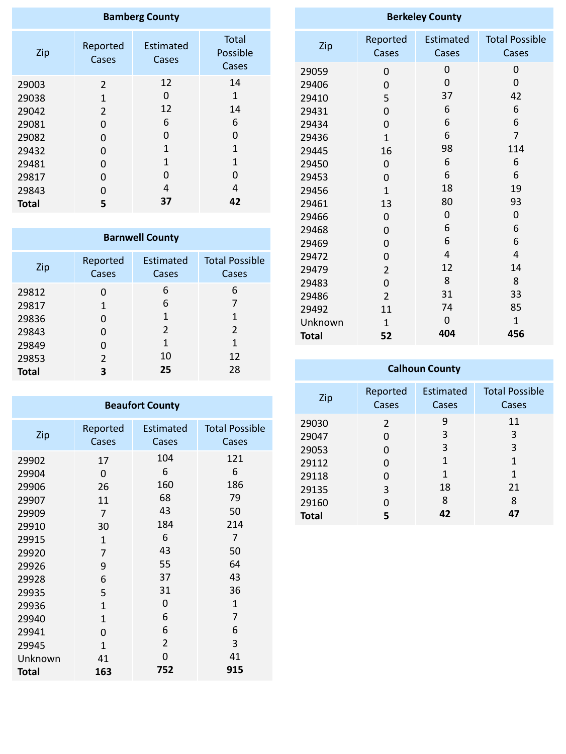## Bamberg County

| Zip | Reported Cases | Estimated Cases | Total Possible Cases |
|---|---|---|---|
| 29003 | 2 | 12 | 14 |
| 29038 | 1 | 0 | 1 |
| 29042 | 2 | 12 | 14 |
| 29081 | 0 | 6 | 6 |
| 29082 | 0 | 0 | 0 |
| 29432 | 0 | 1 | 1 |
| 29481 | 0 | 1 | 1 |
| 29817 | 0 | 0 | 0 |
| 29843 | 0 | 4 | 4 |
| **Total** | **5** | **37** | **42** |

## Barnwell County

| Zip | Reported Cases | Estimated Cases | Total Possible Cases |
|---|---|---|---|
| 29812 | 0 | 6 | 6 |
| 29817 | 1 | 6 | 7 |
| 29836 | 0 | 1 | 1 |
| 29843 | 0 | 2 | 2 |
| 29849 | 0 | 1 | 1 |
| 29853 | 2 | 10 | 12 |
| **Total** | **3** | **25** | 28 |

## Beaufort County

| Zip | Reported Cases | Estimated Cases | Total Possible Cases |
|---|---|---|---|
| 29902 | 17 | 104 | 121 |
| 29904 | 0 | 6 | 6 |
| 29906 | 26 | 160 | 186 |
| 29907 | 11 | 68 | 79 |
| 29909 | 7 | 43 | 50 |
| 29910 | 30 | 184 | 214 |
| 29915 | 1 | 6 | 7 |
| 29920 | 7 | 43 | 50 |
| 29926 | 9 | 55 | 64 |
| 29928 | 6 | 37 | 43 |
| 29935 | 5 | 31 | 36 |
| 29936 | 1 | 0 | 1 |
| 29940 | 1 | 6 | 7 |
| 29941 | 0 | 6 | 6 |
| 29945 | 1 | 2 | 3 |
| Unknown | 41 | 0 | 41 |
| **Total** | **163** | **752** | **915** |

## Berkeley County

| Zip | Reported Cases | Estimated Cases | Total Possible Cases |
|---|---|---|---|
| 29059 | 0 | 0 | 0 |
| 29406 | 0 | 0 | 0 |
| 29410 | 5 | 37 | 42 |
| 29431 | 0 | 6 | 6 |
| 29434 | 0 | 6 | 6 |
| 29436 | 1 | 6 | 7 |
| 29445 | 16 | 98 | 114 |
| 29450 | 0 | 6 | 6 |
| 29453 | 0 | 6 | 6 |
| 29456 | 1 | 18 | 19 |
| 29461 | 13 | 80 | 93 |
| 29466 | 0 | 0 | 0 |
| 29468 | 0 | 6 | 6 |
| 29469 | 0 | 6 | 6 |
| 29472 | 0 | 4 | 4 |
| 29479 | 2 | 12 | 14 |
| 29483 | 0 | 8 | 8 |
| 29486 | 2 | 31 | 33 |
| 29492 | 11 | 74 | 85 |
| Unknown | 1 | 0 | 1 |
| **Total** | **52** | **404** | **456** |

## Calhoun County

| Zip | Reported Cases | Estimated Cases | Total Possible Cases |
|---|---|---|---|
| 29030 | 2 | 9 | 11 |
| 29047 | 0 | 3 | 3 |
| 29053 | 0 | 3 | 3 |
| 29112 | 0 | 1 | 1 |
| 29118 | 0 | 1 | 1 |
| 29135 | 3 | 18 | 21 |
| 29160 | 0 | 8 | 8 |
| **Total** | **5** | **42** | **47** |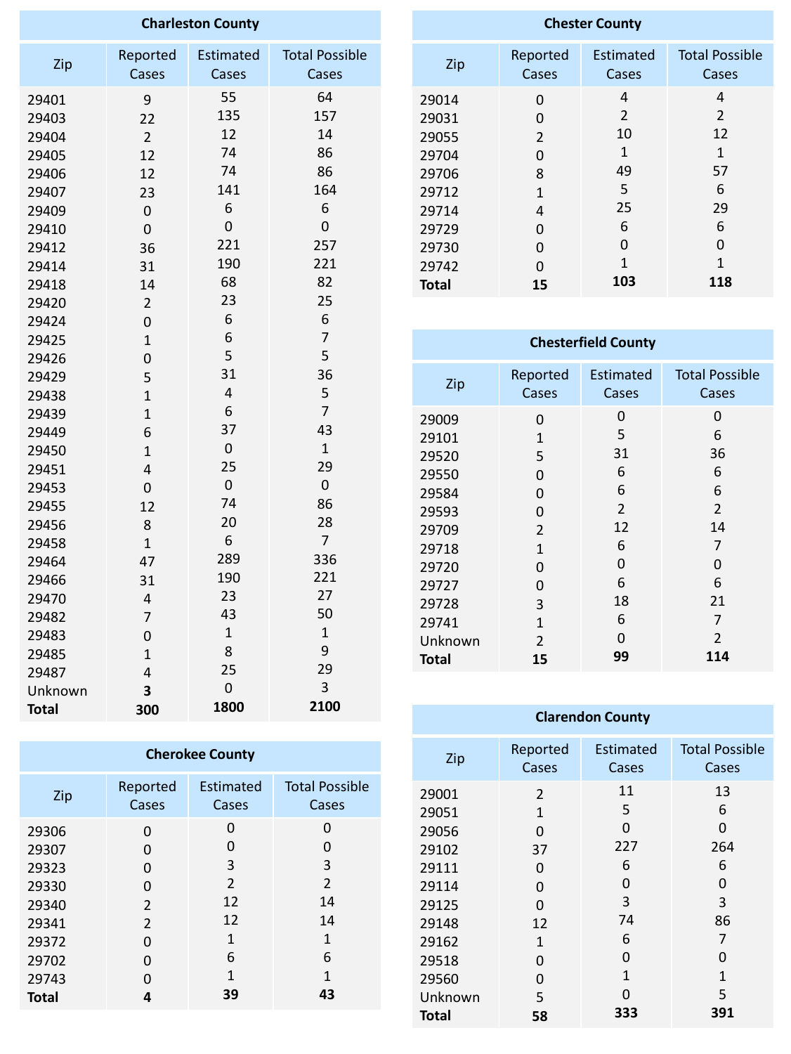## Charleston County

| Zip | Reported Cases | Estimated Cases | Total Possible Cases |
|---|---|---|---|
| 29401 | 9 | 55 | 64 |
| 29403 | 22 | 135 | 157 |
| 29404 | 2 | 12 | 14 |
| 29405 | 12 | 74 | 86 |
| 29406 | 12 | 74 | 86 |
| 29407 | 23 | 141 | 164 |
| 29409 | 0 | 6 | 6 |
| 29410 | 0 | 0 | 0 |
| 29412 | 36 | 221 | 257 |
| 29414 | 31 | 190 | 221 |
| 29418 | 14 | 68 | 82 |
| 29420 | 2 | 23 | 25 |
| 29424 | 0 | 6 | 6 |
| 29425 | 1 | 6 | 7 |
| 29426 | 0 | 5 | 5 |
| 29429 | 5 | 31 | 36 |
| 29438 | 1 | 4 | 5 |
| 29439 | 1 | 6 | 7 |
| 29449 | 6 | 37 | 43 |
| 29450 | 1 | 0 | 1 |
| 29451 | 4 | 25 | 29 |
| 29453 | 0 | 0 | 0 |
| 29455 | 12 | 74 | 86 |
| 29456 | 8 | 20 | 28 |
| 29458 | 1 | 6 | 7 |
| 29464 | 47 | 289 | 336 |
| 29466 | 31 | 190 | 221 |
| 29470 | 4 | 23 | 27 |
| 29482 | 7 | 43 | 50 |
| 29483 | 0 | 1 | 1 |
| 29485 | 1 | 8 | 9 |
| 29487 | 4 | 25 | 29 |
| Unknown | **3** | 0 | 3 |
| **Total** | **300** | **1800** | **2100** |

## Cherokee County

| Zip | Reported Cases | Estimated Cases | Total Possible Cases |
|---|---|---|---|
| 29306 | 0 | 0 | 0 |
| 29307 | 0 | 0 | 0 |
| 29323 | 0 | 3 | 3 |
| 29330 | 0 | 2 | 2 |
| 29340 | 2 | 12 | 14 |
| 29341 | 2 | 12 | 14 |
| 29372 | 0 | 1 | 1 |
| 29702 | 0 | 6 | 6 |
| 29743 | 0 | 1 | 1 |
| **Total** | **4** | **39** | **43** |

## Chester County

| Zip | Reported Cases | Estimated Cases | Total Possible Cases |
|---|---|---|---|
| 29014 | 0 | 4 | 4 |
| 29031 | 0 | 2 | 2 |
| 29055 | 2 | 10 | 12 |
| 29704 | 0 | 1 | 1 |
| 29706 | 8 | 49 | 57 |
| 29712 | 1 | 5 | 6 |
| 29714 | 4 | 25 | 29 |
| 29729 | 0 | 6 | 6 |
| 29730 | 0 | 0 | 0 |
| 29742 | 0 | 1 | 1 |
| **Total** | **15** | **103** | **118** |

## Chesterfield County

| Zip | Reported Cases | Estimated Cases | Total Possible Cases |
|---|---|---|---|
| 29009 | 0 | 0 | 0 |
| 29101 | 1 | 5 | 6 |
| 29520 | 5 | 31 | 36 |
| 29550 | 0 | 6 | 6 |
| 29584 | 0 | 6 | 6 |
| 29593 | 0 | 2 | 2 |
| 29709 | 2 | 12 | 14 |
| 29718 | 1 | 6 | 7 |
| 29720 | 0 | 0 | 0 |
| 29727 | 0 | 6 | 6 |
| 29728 | 3 | 18 | 21 |
| 29741 | 1 | 6 | 7 |
| Unknown | 2 | 0 | 2 |
| **Total** | **15** | **99** | **114** |

## Clarendon County

| Zip | Reported Cases | Estimated Cases | Total Possible Cases |
|---|---|---|---|
| 29001 | 2 | 11 | 13 |
| 29051 | 1 | 5 | 6 |
| 29056 | 0 | 0 | 0 |
| 29102 | 37 | 227 | 264 |
| 29111 | 0 | 6 | 6 |
| 29114 | 0 | 0 | 0 |
| 29125 | 0 | 3 | 3 |
| 29148 | 12 | 74 | 86 |
| 29162 | 1 | 6 | 7 |
| 29518 | 0 | 0 | 0 |
| 29560 | 0 | 1 | 1 |
| Unknown | 5 | 0 | 5 |
| **Total** | **58** | **333** | **391** |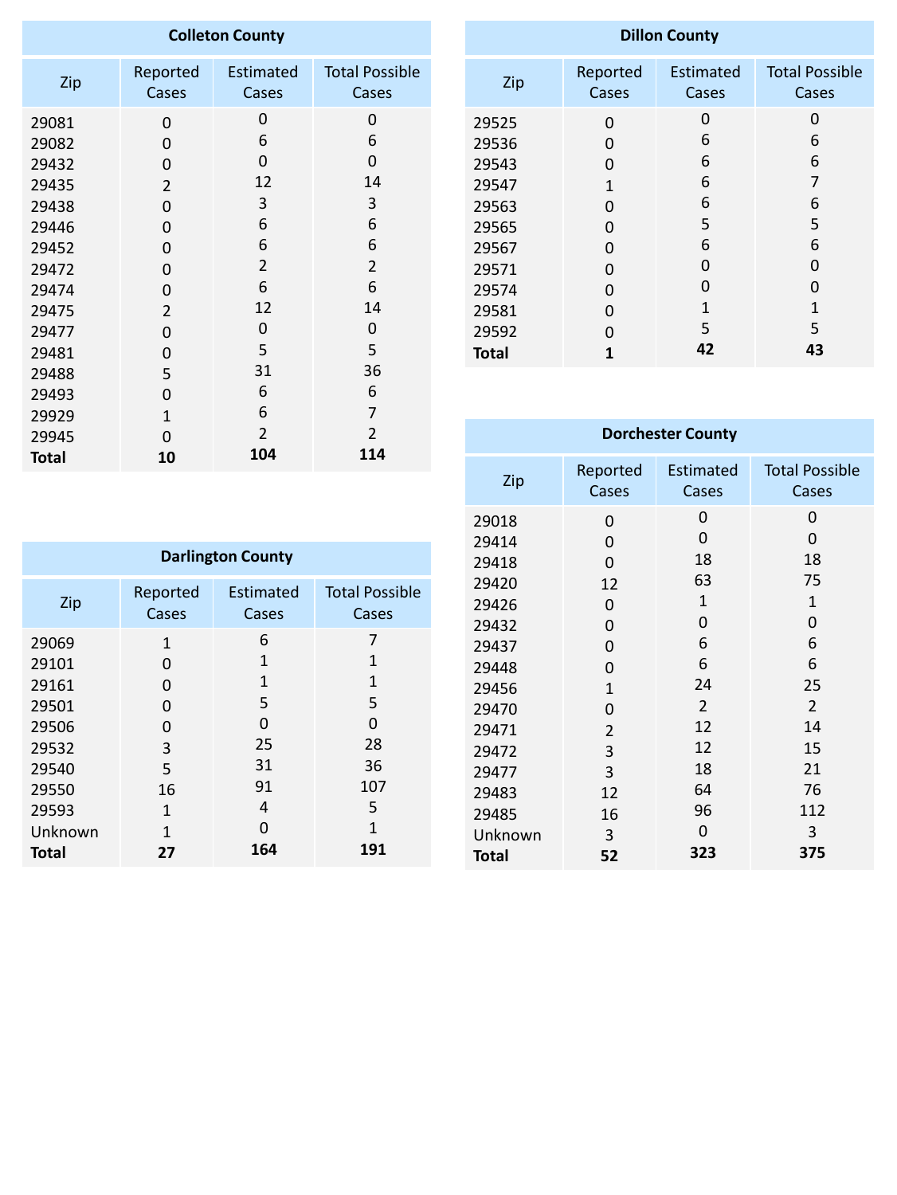| Colleton County | | | |
|---|---|---|---|
| Zip | Reported Cases | Estimated Cases | Total Possible Cases |
| 29081 | 0 | 0 | 0 |
| 29082 | 0 | 6 | 6 |
| 29432 | 0 | 0 | 0 |
| 29435 | 2 | 12 | 14 |
| 29438 | 0 | 3 | 3 |
| 29446 | 0 | 6 | 6 |
| 29452 | 0 | 6 | 6 |
| 29472 | 0 | 2 | 2 |
| 29474 | 0 | 6 | 6 |
| 29475 | 2 | 12 | 14 |
| 29477 | 0 | 0 | 0 |
| 29481 | 0 | 5 | 5 |
| 29488 | 5 | 31 | 36 |
| 29493 | 0 | 6 | 6 |
| 29929 | 1 | 6 | 7 |
| 29945 | 0 | 2 | 2 |
| **Total** | **10** | **104** | **114** |

| Darlington County | | | |
|---|---|---|---|
| Zip | Reported Cases | Estimated Cases | Total Possible Cases |
| 29069 | 1 | 6 | 7 |
| 29101 | 0 | 1 | 1 |
| 29161 | 0 | 1 | 1 |
| 29501 | 0 | 5 | 5 |
| 29506 | 0 | 0 | 0 |
| 29532 | 3 | 25 | 28 |
| 29540 | 5 | 31 | 36 |
| 29550 | 16 | 91 | 107 |
| 29593 | 1 | 4 | 5 |
| Unknown | 1 | 0 | 1 |
| **Total** | **27** | **164** | **191** |

| Dillon County | | | |
|---|---|---|---|
| Zip | Reported Cases | Estimated Cases | Total Possible Cases |
| 29525 | 0 | 0 | 0 |
| 29536 | 0 | 6 | 6 |
| 29543 | 0 | 6 | 6 |
| 29547 | 1 | 6 | 7 |
| 29563 | 0 | 6 | 6 |
| 29565 | 0 | 5 | 5 |
| 29567 | 0 | 6 | 6 |
| 29571 | 0 | 0 | 0 |
| 29574 | 0 | 0 | 0 |
| 29581 | 0 | 1 | 1 |
| 29592 | 0 | 5 | 5 |
| **Total** | **1** | **42** | **43** |

| Dorchester County | | | |
|---|---|---|---|
| Zip | Reported Cases | Estimated Cases | Total Possible Cases |
| 29018 | 0 | 0 | 0 |
| 29414 | 0 | 0 | 0 |
| 29418 | 0 | 18 | 18 |
| 29420 | 12 | 63 | 75 |
| 29426 | 0 | 1 | 1 |
| 29432 | 0 | 0 | 0 |
| 29437 | 0 | 6 | 6 |
| 29448 | 0 | 6 | 6 |
| 29456 | 1 | 24 | 25 |
| 29470 | 0 | 2 | 2 |
| 29471 | 2 | 12 | 14 |
| 29472 | 3 | 12 | 15 |
| 29477 | 3 | 18 | 21 |
| 29483 | 12 | 64 | 76 |
| 29485 | 16 | 96 | 112 |
| Unknown | 3 | 0 | 3 |
| **Total** | **52** | **323** | **375** |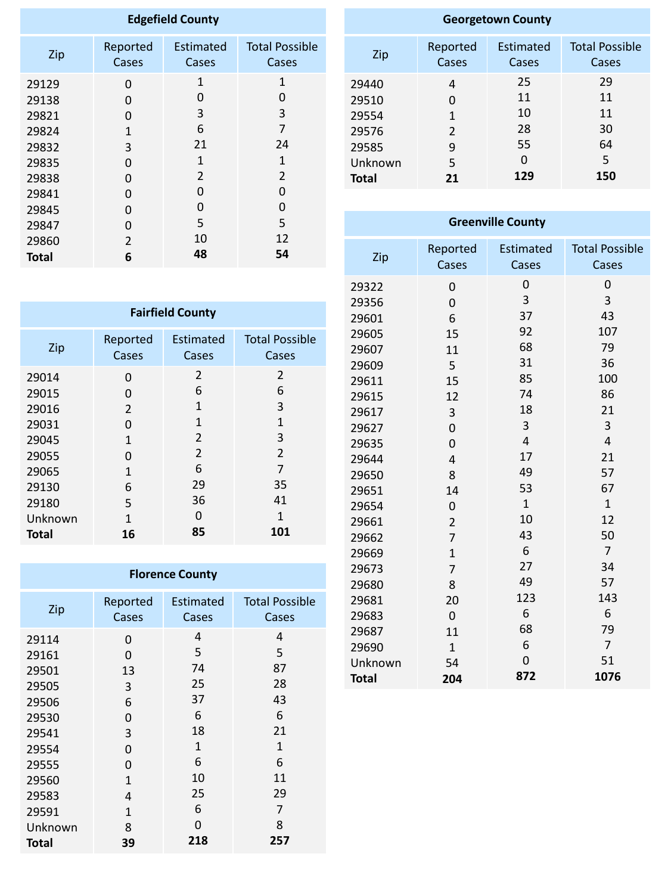## Edgefield County

| Zip | Reported Cases | Estimated Cases | Total Possible Cases |
|---|---|---|---|
| 29129 | 0 | 1 | 1 |
| 29138 | 0 | 0 | 0 |
| 29821 | 0 | 3 | 3 |
| 29824 | 1 | 6 | 7 |
| 29832 | 3 | 21 | 24 |
| 29835 | 0 | 1 | 1 |
| 29838 | 0 | 2 | 2 |
| 29841 | 0 | 0 | 0 |
| 29845 | 0 | 0 | 0 |
| 29847 | 0 | 5 | 5 |
| 29860 | 2 | 10 | 12 |
| **Total** | **6** | **48** | **54** |

## Fairfield County

| Zip | Reported Cases | Estimated Cases | Total Possible Cases |
|---|---|---|---|
| 29014 | 0 | 2 | 2 |
| 29015 | 0 | 6 | 6 |
| 29016 | 2 | 1 | 3 |
| 29031 | 0 | 1 | 1 |
| 29045 | 1 | 2 | 3 |
| 29055 | 0 | 2 | 2 |
| 29065 | 1 | 6 | 7 |
| 29130 | 6 | 29 | 35 |
| 29180 | 5 | 36 | 41 |
| Unknown | 1 | 0 | 1 |
| **Total** | **16** | **85** | **101** |

## Florence County

| Zip | Reported Cases | Estimated Cases | Total Possible Cases |
|---|---|---|---|
| 29114 | 0 | 4 | 4 |
| 29161 | 0 | 5 | 5 |
| 29501 | 13 | 74 | 87 |
| 29505 | 3 | 25 | 28 |
| 29506 | 6 | 37 | 43 |
| 29530 | 0 | 6 | 6 |
| 29541 | 3 | 18 | 21 |
| 29554 | 0 | 1 | 1 |
| 29555 | 0 | 6 | 6 |
| 29560 | 1 | 10 | 11 |
| 29583 | 4 | 25 | 29 |
| 29591 | 1 | 6 | 7 |
| Unknown | 8 | 0 | 8 |
| **Total** | **39** | **218** | **257** |

## Georgetown County

| Zip | Reported Cases | Estimated Cases | Total Possible Cases |
|---|---|---|---|
| 29440 | 4 | 25 | 29 |
| 29510 | 0 | 11 | 11 |
| 29554 | 1 | 10 | 11 |
| 29576 | 2 | 28 | 30 |
| 29585 | 9 | 55 | 64 |
| Unknown | 5 | 0 | 5 |
| **Total** | **21** | **129** | **150** |

## Greenville County

| Zip | Reported Cases | Estimated Cases | Total Possible Cases |
|---|---|---|---|
| 29322 | 0 | 0 | 0 |
| 29356 | 0 | 3 | 3 |
| 29601 | 6 | 37 | 43 |
| 29605 | 15 | 92 | 107 |
| 29607 | 11 | 68 | 79 |
| 29609 | 5 | 31 | 36 |
| 29611 | 15 | 85 | 100 |
| 29615 | 12 | 74 | 86 |
| 29617 | 3 | 18 | 21 |
| 29627 | 0 | 3 | 3 |
| 29635 | 0 | 4 | 4 |
| 29644 | 4 | 17 | 21 |
| 29650 | 8 | 49 | 57 |
| 29651 | 14 | 53 | 67 |
| 29654 | 0 | 1 | 1 |
| 29661 | 2 | 10 | 12 |
| 29662 | 7 | 43 | 50 |
| 29669 | 1 | 6 | 7 |
| 29673 | 7 | 27 | 34 |
| 29680 | 8 | 49 | 57 |
| 29681 | 20 | 123 | 143 |
| 29683 | 0 | 6 | 6 |
| 29687 | 11 | 68 | 79 |
| 29690 | 1 | 6 | 7 |
| Unknown | 54 | 0 | 51 |
| **Total** | **204** | **872** | **1076** |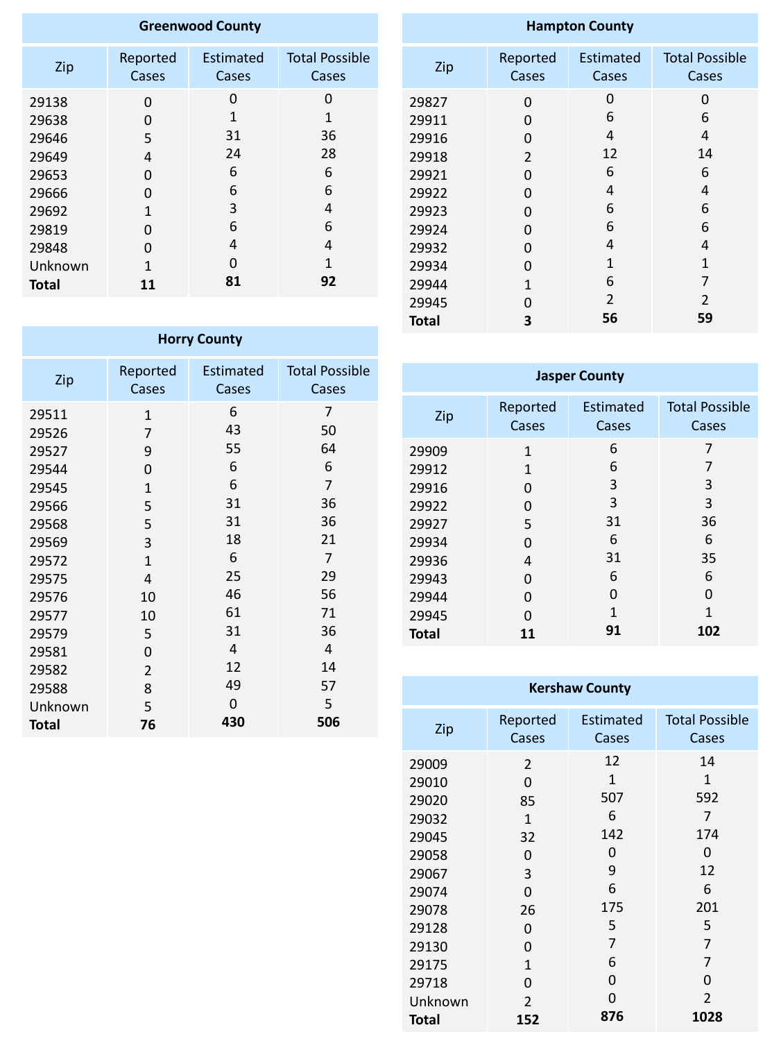## Greenwood County

| Zip | Reported Cases | Estimated Cases | Total Possible Cases |
|---|---|---|---|
| 29138 | 0 | 0 | 0 |
| 29638 | 0 | 1 | 1 |
| 29646 | 5 | 31 | 36 |
| 29649 | 4 | 24 | 28 |
| 29653 | 0 | 6 | 6 |
| 29666 | 0 | 6 | 6 |
| 29692 | 1 | 3 | 4 |
| 29819 | 0 | 6 | 6 |
| 29848 | 0 | 4 | 4 |
| Unknown | 1 | 0 | 1 |
| **Total** | **11** | **81** | **92** |

## Horry County

| Zip | Reported Cases | Estimated Cases | Total Possible Cases |
|---|---|---|---|
| 29511 | 1 | 6 | 7 |
| 29526 | 7 | 43 | 50 |
| 29527 | 9 | 55 | 64 |
| 29544 | 0 | 6 | 6 |
| 29545 | 1 | 6 | 7 |
| 29566 | 5 | 31 | 36 |
| 29568 | 5 | 31 | 36 |
| 29569 | 3 | 18 | 21 |
| 29572 | 1 | 6 | 7 |
| 29575 | 4 | 25 | 29 |
| 29576 | 10 | 46 | 56 |
| 29577 | 10 | 61 | 71 |
| 29579 | 5 | 31 | 36 |
| 29581 | 0 | 4 | 4 |
| 29582 | 2 | 12 | 14 |
| 29588 | 8 | 49 | 57 |
| Unknown | 5 | 0 | 5 |
| **Total** | **76** | **430** | **506** |

## Hampton County

| Zip | Reported Cases | Estimated Cases | Total Possible Cases |
|---|---|---|---|
| 29827 | 0 | 0 | 0 |
| 29911 | 0 | 6 | 6 |
| 29916 | 0 | 4 | 4 |
| 29918 | 2 | 12 | 14 |
| 29921 | 0 | 6 | 6 |
| 29922 | 0 | 4 | 4 |
| 29923 | 0 | 6 | 6 |
| 29924 | 0 | 6 | 6 |
| 29932 | 0 | 4 | 4 |
| 29934 | 0 | 1 | 1 |
| 29944 | 1 | 6 | 7 |
| 29945 | 0 | 2 | 2 |
| **Total** | **3** | **56** | **59** |

## Jasper County

| Zip | Reported Cases | Estimated Cases | Total Possible Cases |
|---|---|---|---|
| 29909 | 1 | 6 | 7 |
| 29912 | 1 | 6 | 7 |
| 29916 | 0 | 3 | 3 |
| 29922 | 0 | 3 | 3 |
| 29927 | 5 | 31 | 36 |
| 29934 | 0 | 6 | 6 |
| 29936 | 4 | 31 | 35 |
| 29943 | 0 | 6 | 6 |
| 29944 | 0 | 0 | 0 |
| 29945 | 0 | 1 | 1 |
| **Total** | **11** | **91** | **102** |

## Kershaw County

| Zip | Reported Cases | Estimated Cases | Total Possible Cases |
|---|---|---|---|
| 29009 | 2 | 12 | 14 |
| 29010 | 0 | 1 | 1 |
| 29020 | 85 | 507 | 592 |
| 29032 | 1 | 6 | 7 |
| 29045 | 32 | 142 | 174 |
| 29058 | 0 | 0 | 0 |
| 29067 | 3 | 9 | 12 |
| 29074 | 0 | 6 | 6 |
| 29078 | 26 | 175 | 201 |
| 29128 | 0 | 5 | 5 |
| 29130 | 0 | 7 | 7 |
| 29175 | 1 | 6 | 7 |
| 29718 | 0 | 0 | 0 |
| Unknown | 2 | 0 | 2 |
| **Total** | **152** | **876** | **1028** |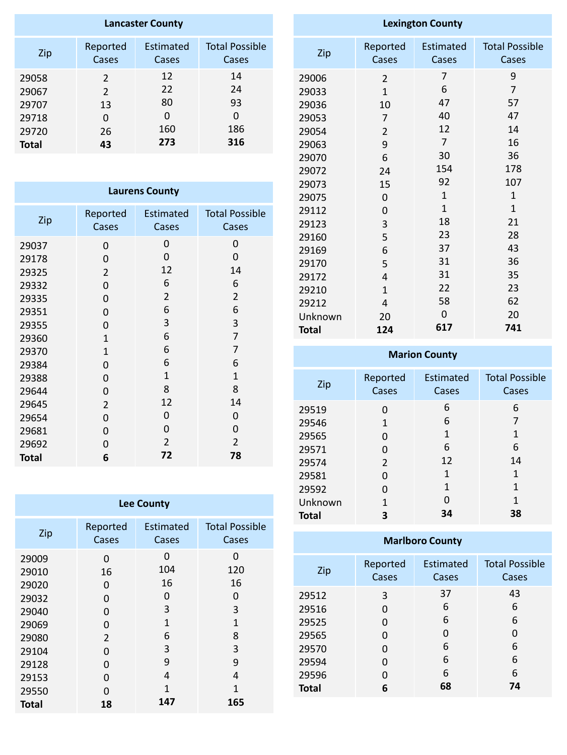| Lancaster County | | | |
|---|---|---|---|
| Zip | Reported Cases | Estimated Cases | Total Possible Cases |
| 29058 | 2 | 12 | 14 |
| 29067 | 2 | 22 | 24 |
| 29707 | 13 | 80 | 93 |
| 29718 | 0 | 0 | 0 |
| 29720 | 26 | 160 | 186 |
| **Total** | **43** | **273** | **316** |

| Laurens County | | | |
|---|---|---|---|
| Zip | Reported Cases | Estimated Cases | Total Possible Cases |
| 29037 | 0 | 0 | 0 |
| 29178 | 0 | 0 | 0 |
| 29325 | 2 | 12 | 14 |
| 29332 | 0 | 6 | 6 |
| 29335 | 0 | 2 | 2 |
| 29351 | 0 | 6 | 6 |
| 29355 | 0 | 3 | 3 |
| 29360 | 1 | 6 | 7 |
| 29370 | 1 | 6 | 7 |
| 29384 | 0 | 6 | 6 |
| 29388 | 0 | 1 | 1 |
| 29644 | 0 | 8 | 8 |
| 29645 | 2 | 12 | 14 |
| 29654 | 0 | 0 | 0 |
| 29681 | 0 | 0 | 0 |
| 29692 | 0 | 2 | 2 |
| **Total** | **6** | **72** | **78** |

| Lee County | | | |
|---|---|---|---|
| Zip | Reported Cases | Estimated Cases | Total Possible Cases |
| 29009 | 0 | 0 | 0 |
| 29010 | 16 | 104 | 120 |
| 29020 | 0 | 16 | 16 |
| 29032 | 0 | 0 | 0 |
| 29040 | 0 | 3 | 3 |
| 29069 | 0 | 1 | 1 |
| 29080 | 2 | 6 | 8 |
| 29104 | 0 | 3 | 3 |
| 29128 | 0 | 9 | 9 |
| 29153 | 0 | 4 | 4 |
| 29550 | 0 | 1 | 1 |
| **Total** | **18** | **147** | **165** |

| Lexington County | | | |
|---|---|---|---|
| Zip | Reported Cases | Estimated Cases | Total Possible Cases |
| 29006 | 2 | 7 | 9 |
| 29033 | 1 | 6 | 7 |
| 29036 | 10 | 47 | 57 |
| 29053 | 7 | 40 | 47 |
| 29054 | 2 | 12 | 14 |
| 29063 | 9 | 7 | 16 |
| 29070 | 6 | 30 | 36 |
| 29072 | 24 | 154 | 178 |
| 29073 | 15 | 92 | 107 |
| 29075 | 0 | 1 | 1 |
| 29112 | 0 | 1 | 1 |
| 29123 | 3 | 18 | 21 |
| 29160 | 5 | 23 | 28 |
| 29169 | 6 | 37 | 43 |
| 29170 | 5 | 31 | 36 |
| 29172 | 4 | 31 | 35 |
| 29210 | 1 | 22 | 23 |
| 29212 | 4 | 58 | 62 |
| Unknown | 20 | 0 | 20 |
| **Total** | **124** | **617** | **741** |

| Marion County | | | |
|---|---|---|---|
| Zip | Reported Cases | Estimated Cases | Total Possible Cases |
| 29519 | 0 | 6 | 6 |
| 29546 | 1 | 6 | 7 |
| 29565 | 0 | 1 | 1 |
| 29571 | 0 | 6 | 6 |
| 29574 | 2 | 12 | 14 |
| 29581 | 0 | 1 | 1 |
| 29592 | 0 | 1 | 1 |
| Unknown | 1 | 0 | 1 |
| **Total** | **3** | **34** | **38** |

| Marlboro County | | | |
|---|---|---|---|
| Zip | Reported Cases | Estimated Cases | Total Possible Cases |
| 29512 | 3 | 37 | 43 |
| 29516 | 0 | 6 | 6 |
| 29525 | 0 | 6 | 6 |
| 29565 | 0 | 0 | 0 |
| 29570 | 0 | 6 | 6 |
| 29594 | 0 | 6 | 6 |
| 29596 | 0 | 6 | 6 |
| **Total** | **6** | **68** | **74** |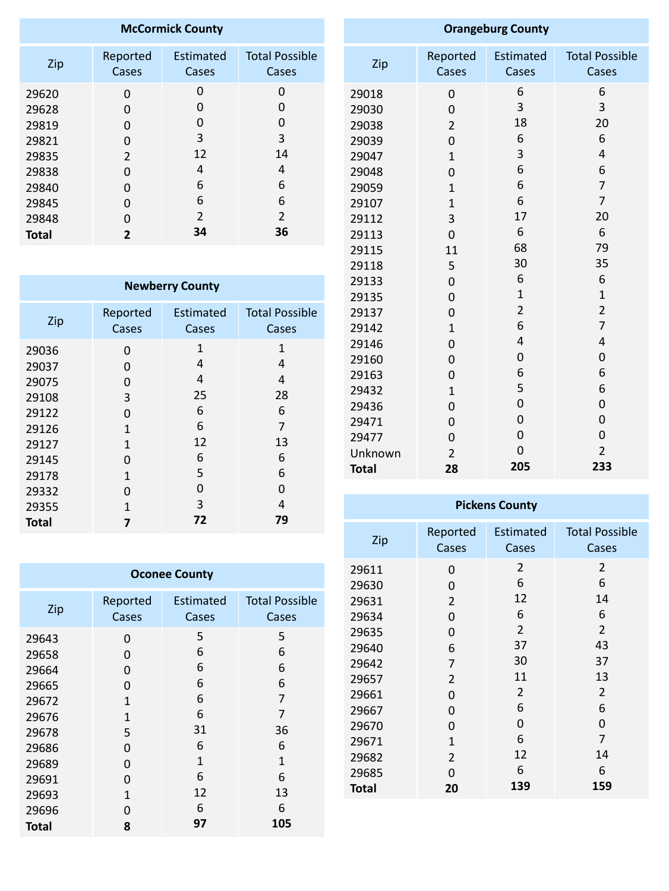| McCormick County | | | |
|---|---|---|---|
| Zip | Reported Cases | Estimated Cases | Total Possible Cases |
| 29620 | 0 | 0 | 0 |
| 29628 | 0 | 0 | 0 |
| 29819 | 0 | 0 | 0 |
| 29821 | 0 | 3 | 3 |
| 29835 | 2 | 12 | 14 |
| 29838 | 0 | 4 | 4 |
| 29840 | 0 | 6 | 6 |
| 29845 | 0 | 6 | 6 |
| 29848 | 0 | 2 | 2 |
| **Total** | **2** | **34** | **36** |

| Newberry County | | | |
|---|---|---|---|
| Zip | Reported Cases | Estimated Cases | Total Possible Cases |
| 29036 | 0 | 1 | 1 |
| 29037 | 0 | 4 | 4 |
| 29075 | 0 | 4 | 4 |
| 29108 | 3 | 25 | 28 |
| 29122 | 0 | 6 | 6 |
| 29126 | 1 | 6 | 7 |
| 29127 | 1 | 12 | 13 |
| 29145 | 0 | 6 | 6 |
| 29178 | 1 | 5 | 6 |
| 29332 | 0 | 0 | 0 |
| 29355 | 1 | 3 | 4 |
| **Total** | **7** | **72** | **79** |

| Oconee County | | | |
|---|---|---|---|
| Zip | Reported Cases | Estimated Cases | Total Possible Cases |
| 29643 | 0 | 5 | 5 |
| 29658 | 0 | 6 | 6 |
| 29664 | 0 | 6 | 6 |
| 29665 | 0 | 6 | 6 |
| 29672 | 1 | 6 | 7 |
| 29676 | 1 | 6 | 7 |
| 29678 | 5 | 31 | 36 |
| 29686 | 0 | 6 | 6 |
| 29689 | 0 | 1 | 1 |
| 29691 | 0 | 6 | 6 |
| 29693 | 1 | 12 | 13 |
| 29696 | 0 | 6 | 6 |
| **Total** | **8** | **97** | **105** |

| Orangeburg County | | | |
|---|---|---|---|
| Zip | Reported Cases | Estimated Cases | Total Possible Cases |
| 29018 | 0 | 6 | 6 |
| 29030 | 0 | 3 | 3 |
| 29038 | 2 | 18 | 20 |
| 29039 | 0 | 6 | 6 |
| 29047 | 1 | 3 | 4 |
| 29048 | 0 | 6 | 6 |
| 29059 | 1 | 6 | 7 |
| 29107 | 1 | 6 | 7 |
| 29112 | 3 | 17 | 20 |
| 29113 | 0 | 6 | 6 |
| 29115 | 11 | 68 | 79 |
| 29118 | 5 | 30 | 35 |
| 29133 | 0 | 6 | 6 |
| 29135 | 0 | 1 | 1 |
| 29137 | 0 | 2 | 2 |
| 29142 | 1 | 6 | 7 |
| 29146 | 0 | 4 | 4 |
| 29160 | 0 | 0 | 0 |
| 29163 | 0 | 6 | 6 |
| 29432 | 1 | 5 | 6 |
| 29436 | 0 | 0 | 0 |
| 29471 | 0 | 0 | 0 |
| 29477 | 0 | 0 | 0 |
| Unknown | 2 | 0 | 2 |
| **Total** | **28** | **205** | **233** |

| Pickens County | | | |
|---|---|---|---|
| Zip | Reported Cases | Estimated Cases | Total Possible Cases |
| 29611 | 0 | 2 | 2 |
| 29630 | 0 | 6 | 6 |
| 29631 | 2 | 12 | 14 |
| 29634 | 0 | 6 | 6 |
| 29635 | 0 | 2 | 2 |
| 29640 | 6 | 37 | 43 |
| 29642 | 7 | 30 | 37 |
| 29657 | 2 | 11 | 13 |
| 29661 | 0 | 2 | 2 |
| 29667 | 0 | 6 | 6 |
| 29670 | 0 | 0 | 0 |
| 29671 | 1 | 6 | 7 |
| 29682 | 2 | 12 | 14 |
| 29685 | 0 | 6 | 6 |
| **Total** | **20** | **139** | **159** |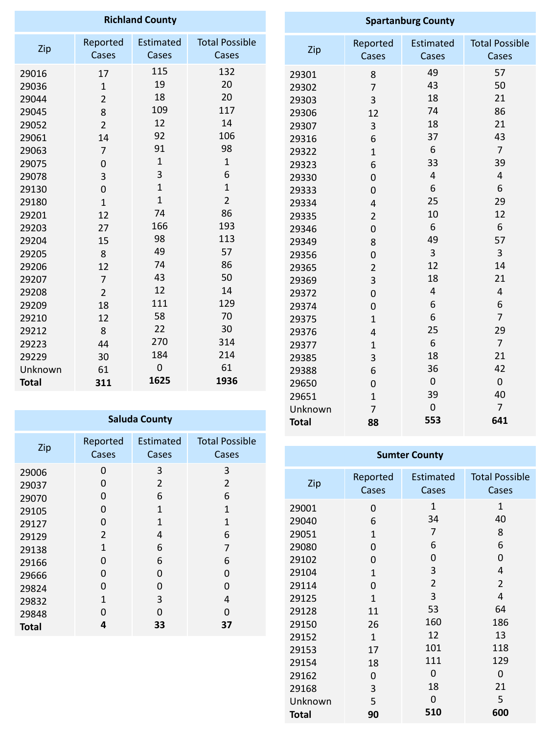## Richland County

| Zip | Reported Cases | Estimated Cases | Total Possible Cases |
|---|---|---|---|
| 29016 | 17 | 115 | 132 |
| 29036 | 1 | 19 | 20 |
| 29044 | 2 | 18 | 20 |
| 29045 | 8 | 109 | 117 |
| 29052 | 2 | 12 | 14 |
| 29061 | 14 | 92 | 106 |
| 29063 | 7 | 91 | 98 |
| 29075 | 0 | 1 | 1 |
| 29078 | 3 | 3 | 6 |
| 29130 | 0 | 1 | 1 |
| 29180 | 1 | 1 | 2 |
| 29201 | 12 | 74 | 86 |
| 29203 | 27 | 166 | 193 |
| 29204 | 15 | 98 | 113 |
| 29205 | 8 | 49 | 57 |
| 29206 | 12 | 74 | 86 |
| 29207 | 7 | 43 | 50 |
| 29208 | 2 | 12 | 14 |
| 29209 | 18 | 111 | 129 |
| 29210 | 12 | 58 | 70 |
| 29212 | 8 | 22 | 30 |
| 29223 | 44 | 270 | 314 |
| 29229 | 30 | 184 | 214 |
| Unknown | 61 | 0 | 61 |
| **Total** | **311** | **1625** | **1936** |

## Saluda County

| Zip | Reported Cases | Estimated Cases | Total Possible Cases |
|---|---|---|---|
| 29006 | 0 | 3 | 3 |
| 29037 | 0 | 2 | 2 |
| 29070 | 0 | 6 | 6 |
| 29105 | 0 | 1 | 1 |
| 29127 | 0 | 1 | 1 |
| 29129 | 2 | 4 | 6 |
| 29138 | 1 | 6 | 7 |
| 29166 | 0 | 6 | 6 |
| 29666 | 0 | 0 | 0 |
| 29824 | 0 | 0 | 0 |
| 29832 | 1 | 3 | 4 |
| 29848 | 0 | 0 | 0 |
| **Total** | **4** | **33** | **37** |

## Spartanburg County

| Zip | Reported Cases | Estimated Cases | Total Possible Cases |
|---|---|---|---|
| 29301 | 8 | 49 | 57 |
| 29302 | 7 | 43 | 50 |
| 29303 | 3 | 18 | 21 |
| 29306 | 12 | 74 | 86 |
| 29307 | 3 | 18 | 21 |
| 29316 | 6 | 37 | 43 |
| 29322 | 1 | 6 | 7 |
| 29323 | 6 | 33 | 39 |
| 29330 | 0 | 4 | 4 |
| 29333 | 0 | 6 | 6 |
| 29334 | 4 | 25 | 29 |
| 29335 | 2 | 10 | 12 |
| 29346 | 0 | 6 | 6 |
| 29349 | 8 | 49 | 57 |
| 29356 | 0 | 3 | 3 |
| 29365 | 2 | 12 | 14 |
| 29369 | 3 | 18 | 21 |
| 29372 | 0 | 4 | 4 |
| 29374 | 0 | 6 | 6 |
| 29375 | 1 | 6 | 7 |
| 29376 | 4 | 25 | 29 |
| 29377 | 1 | 6 | 7 |
| 29385 | 3 | 18 | 21 |
| 29388 | 6 | 36 | 42 |
| 29650 | 0 | 0 | 0 |
| 29651 | 1 | 39 | 40 |
| Unknown | 7 | 0 | 7 |
| **Total** | **88** | **553** | **641** |

## Sumter County

| Zip | Reported Cases | Estimated Cases | Total Possible Cases |
|---|---|---|---|
| 29001 | 0 | 1 | 1 |
| 29040 | 6 | 34 | 40 |
| 29051 | 1 | 7 | 8 |
| 29080 | 0 | 6 | 6 |
| 29102 | 0 | 0 | 0 |
| 29104 | 1 | 3 | 4 |
| 29114 | 0 | 2 | 2 |
| 29125 | 1 | 3 | 4 |
| 29128 | 11 | 53 | 64 |
| 29150 | 26 | 160 | 186 |
| 29152 | 1 | 12 | 13 |
| 29153 | 17 | 101 | 118 |
| 29154 | 18 | 111 | 129 |
| 29162 | 0 | 0 | 0 |
| 29168 | 3 | 18 | 21 |
| Unknown | 5 | 0 | 5 |
| **Total** | **90** | **510** | **600** |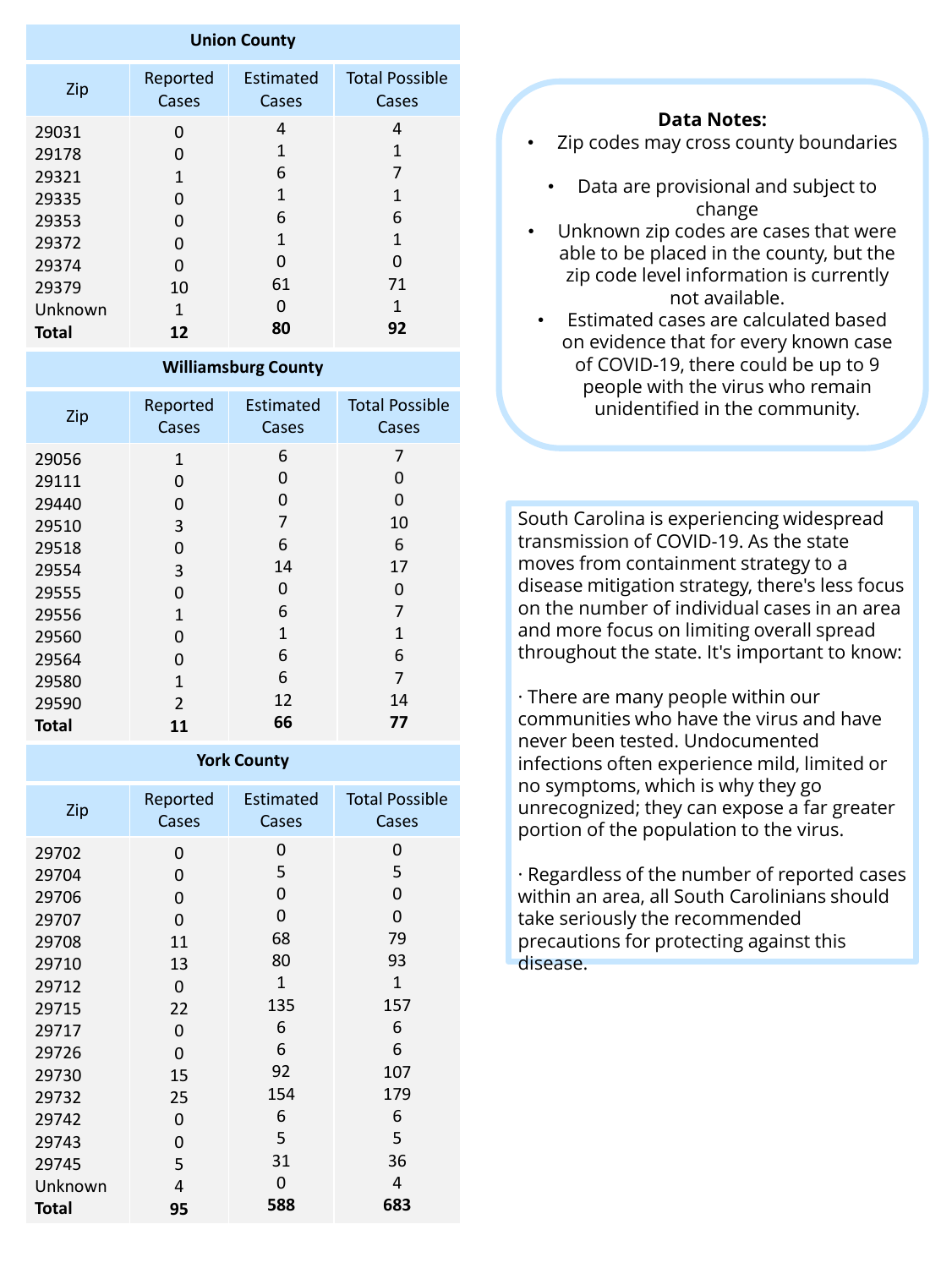## Union County

| Zip | Reported Cases | Estimated Cases | Total Possible Cases |
|---|---|---|---|
| 29031 | 0 | 4 | 4 |
| 29178 | 0 | 1 | 1 |
| 29321 | 1 | 6 | 7 |
| 29335 | 0 | 1 | 1 |
| 29353 | 0 | 6 | 6 |
| 29372 | 0 | 1 | 1 |
| 29374 | 0 | 0 | 0 |
| 29379 | 10 | 61 | 71 |
| Unknown | 1 | 0 | 1 |
| **Total** | **12** | **80** | **92** |

## Williamsburg County

| Zip | Reported Cases | Estimated Cases | Total Possible Cases |
|---|---|---|---|
| 29056 | 1 | 6 | 7 |
| 29111 | 0 | 0 | 0 |
| 29440 | 0 | 0 | 0 |
| 29510 | 3 | 7 | 10 |
| 29518 | 0 | 6 | 6 |
| 29554 | 3 | 14 | 17 |
| 29555 | 0 | 0 | 0 |
| 29556 | 1 | 6 | 7 |
| 29560 | 0 | 1 | 1 |
| 29564 | 0 | 6 | 6 |
| 29580 | 1 | 6 | 7 |
| 29590 | 2 | 12 | 14 |
| **Total** | **11** | **66** | **77** |

## York County

| Zip | Reported Cases | Estimated Cases | Total Possible Cases |
|---|---|---|---|
| 29702 | 0 | 0 | 0 |
| 29704 | 0 | 5 | 5 |
| 29706 | 0 | 0 | 0 |
| 29707 | 0 | 0 | 0 |
| 29708 | 11 | 68 | 79 |
| 29710 | 13 | 80 | 93 |
| 29712 | 0 | 1 | 1 |
| 29715 | 22 | 135 | 157 |
| 29717 | 0 | 6 | 6 |
| 29726 | 0 | 6 | 6 |
| 29730 | 15 | 92 | 107 |
| 29732 | 25 | 154 | 179 |
| 29742 | 0 | 6 | 6 |
| 29743 | 0 | 5 | 5 |
| 29745 | 5 | 31 | 36 |
| Unknown | 4 | 0 | 4 |
| **Total** | **95** | **588** | **683** |

**Data Notes:**

- Zip codes may cross county boundaries
- Data are provisional and subject to change
- Unknown zip codes are cases that were able to be placed in the county, but the zip code level information is currently not available.
- Estimated cases are calculated based on evidence that for every known case of COVID-19, there could be up to 9 people with the virus who remain unidentified in the community.

South Carolina is experiencing widespread transmission of COVID-19. As the state moves from containment strategy to a disease mitigation strategy, there's less focus on the number of individual cases in an area and more focus on limiting overall spread throughout the state. It's important to know:

· There are many people within our communities who have the virus and have never been tested. Undocumented infections often experience mild, limited or no symptoms, which is why they go unrecognized; they can expose a far greater portion of the population to the virus.

· Regardless of the number of reported cases within an area, all South Carolinians should take seriously the recommended precautions for protecting against this disease.